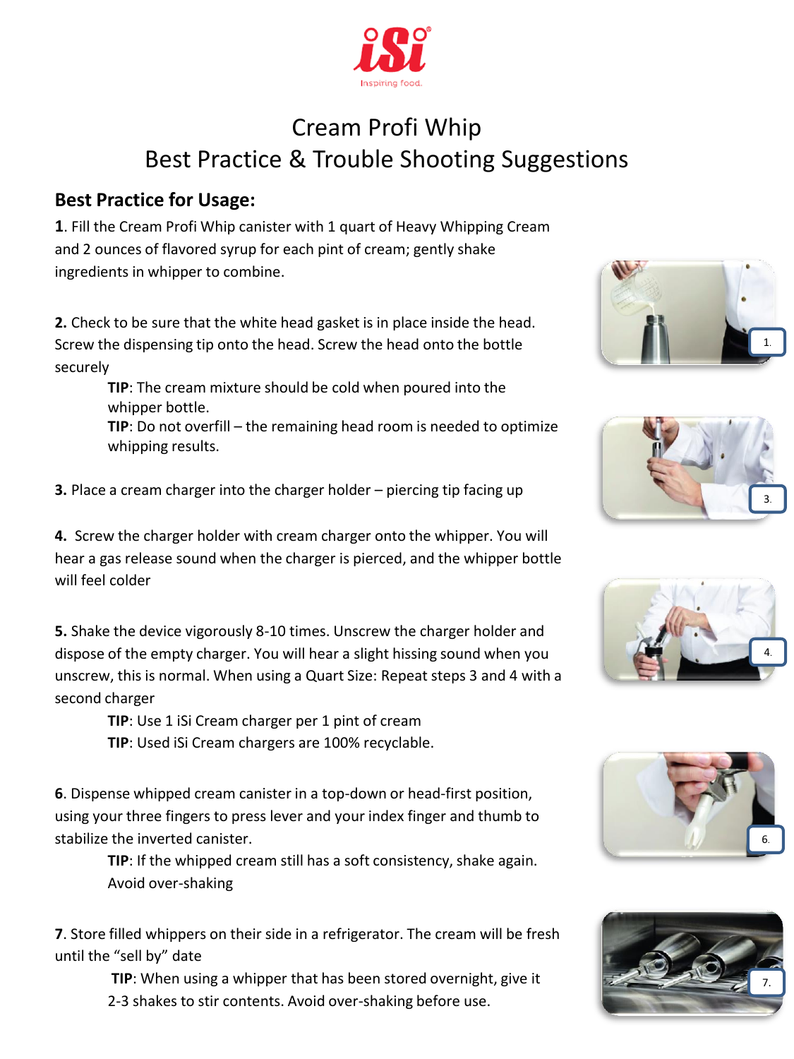# Cream Profi Whip

## Best Practice & Trouble Shooting Suggestions

### Best Practice for Usage:

**1**. Fill the Cream Profi Whip canister with 1 quart of Heavy Whipping Cream and 2 ounces of flavored syrup for each pint of cream; gently shake ingredients in whipper to combine.

**2.** Check to be sure that the white head gasket is in place inside the head. Screw the dispensing tip onto the head. Screw the head onto the bottle securely

> **TIP**: The cream mixture should be cold when poured into the whipper bottle.
> **TIP**: Do not overfill – the remaining head room is needed to optimize whipping results.

**3.** Place a cream charger into the charger holder – piercing tip facing up

**4.** Screw the charger holder with cream charger onto the whipper. You will hear a gas release sound when the charger is pierced, and the whipper bottle will feel colder

**5.** Shake the device vigorously 8-10 times. Unscrew the charger holder and dispose of the empty charger. You will hear a slight hissing sound when you unscrew, this is normal. When using a Quart Size: Repeat steps 3 and 4 with a second charger

> **TIP**: Use 1 iSi Cream charger per 1 pint of cream
> **TIP**: Used iSi Cream chargers are 100% recyclable.

**6**. Dispense whipped cream canister in a top-down or head-first position, using your three fingers to press lever and your index finger and thumb to stabilize the inverted canister.

> **TIP**: If the whipped cream still has a soft consistency, shake again. Avoid over-shaking

**7**. Store filled whippers on their side in a refrigerator. The cream will be fresh until the "sell by" date

> **TIP**: When using a whipper that has been stored overnight, give it 2-3 shakes to stir contents. Avoid over-shaking before use.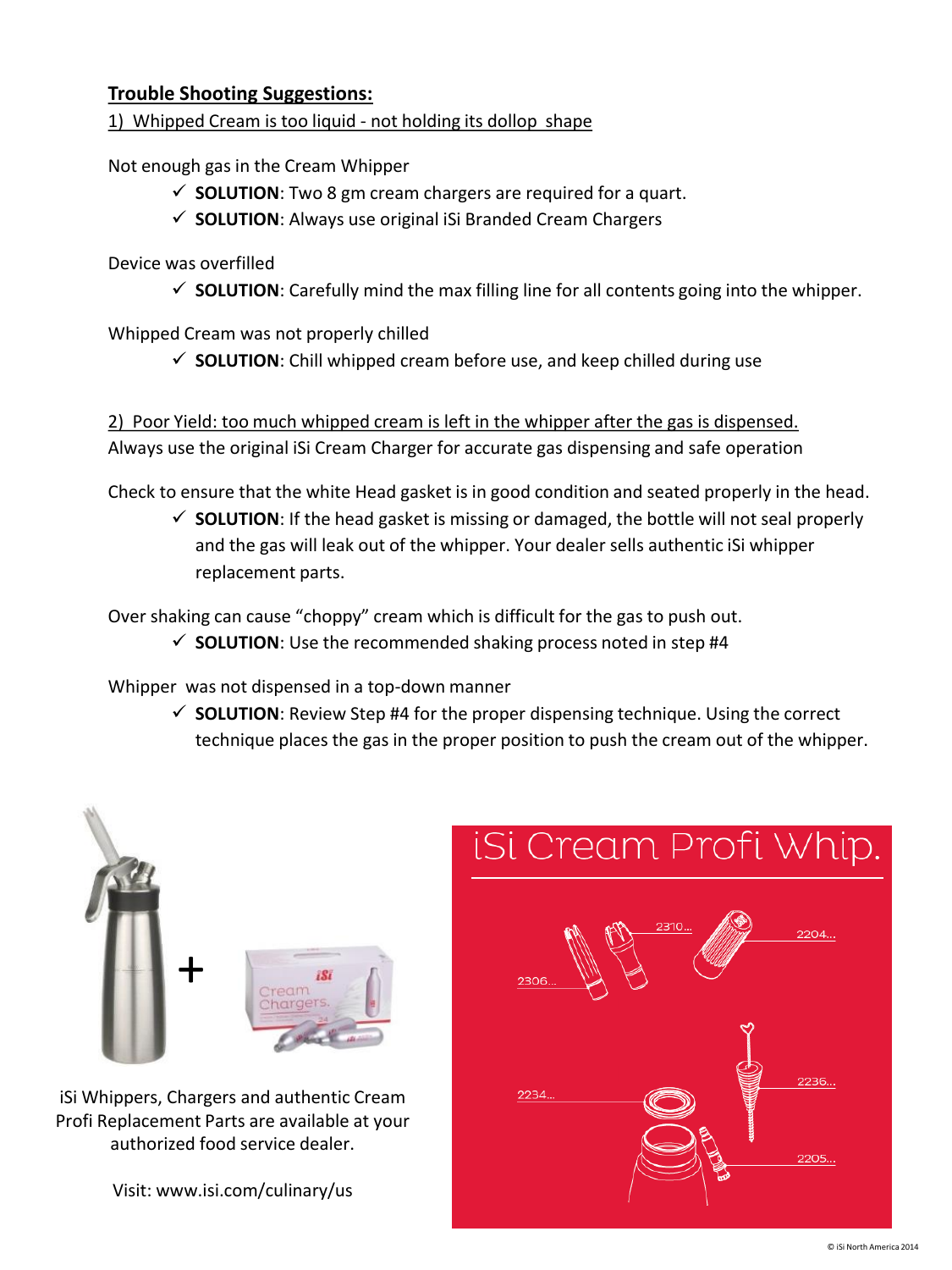## Trouble Shooting Suggestions:

1) Whipped Cream is too liquid - not holding its dollop shape

Not enough gas in the Cream Whipper

- ✓ **SOLUTION**: Two 8 gm cream chargers are required for a quart.
- ✓ **SOLUTION**: Always use original iSi Branded Cream Chargers

Device was overfilled

- ✓ **SOLUTION**: Carefully mind the max filling line for all contents going into the whipper.

Whipped Cream was not properly chilled

- ✓ **SOLUTION**: Chill whipped cream before use, and keep chilled during use

2) Poor Yield: too much whipped cream is left in the whipper after the gas is dispensed.

Always use the original iSi Cream Charger for accurate gas dispensing and safe operation

Check to ensure that the white Head gasket is in good condition and seated properly in the head.

- ✓ **SOLUTION**: If the head gasket is missing or damaged, the bottle will not seal properly and the gas will leak out of the whipper. Your dealer sells authentic iSi whipper replacement parts.

Over shaking can cause "choppy" cream which is difficult for the gas to push out.

- ✓ **SOLUTION**: Use the recommended shaking process noted in step #4

Whipper was not dispensed in a top-down manner

- ✓ **SOLUTION**: Review Step #4 for the proper dispensing technique. Using the correct technique places the gas in the proper position to push the cream out of the whipper.

iSi Whippers, Chargers and authentic Cream Profi Replacement Parts are available at your authorized food service dealer.

Visit: www.isi.com/culinary/us

iSi Cream Profi Whip.

2306...
2310...
2204...
2234...
2236...
2205...

© iSi North America 2014